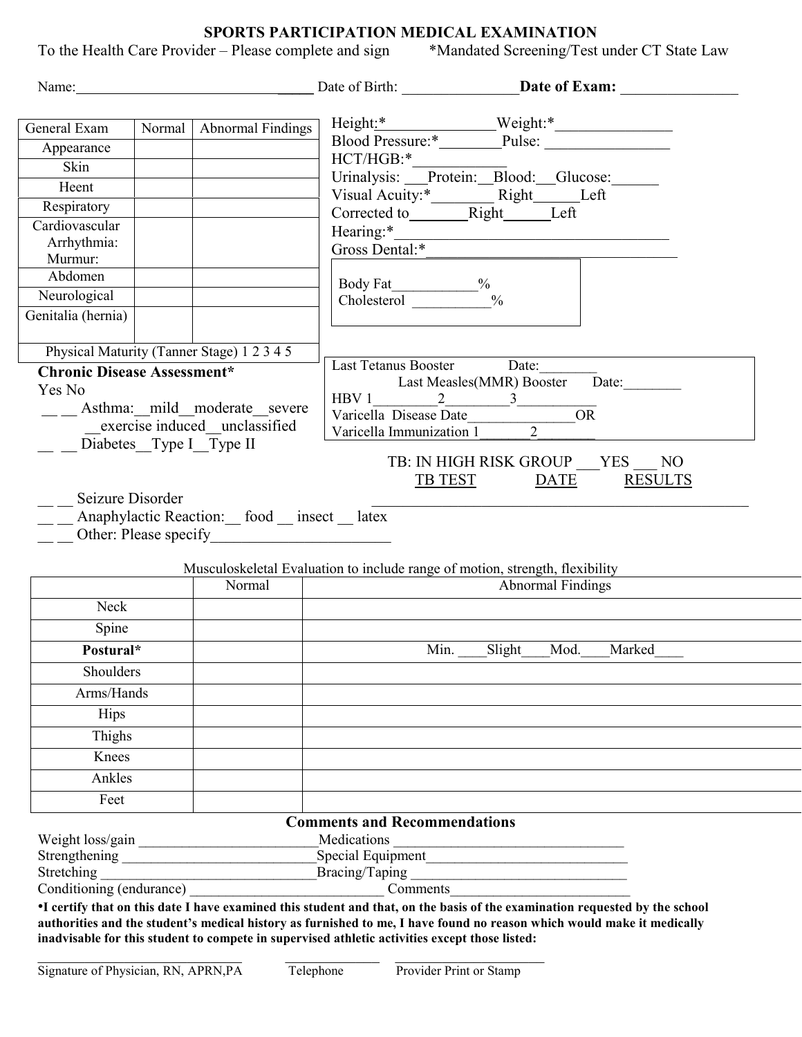# SPORTS PARTICIPATION MEDICAL EXAMINATION

To the Health Care Provider – Please complete and sign    *Mandated Screening/Test under CT State Law

Name:______________________________ Date of Birth: _______________ **Date of Exam:** _______________

| General Exam | Normal | Abnormal Findings |
|---|---|---|
| Appearance | | |
| Skin | | |
| Heent | | |
| Respiratory | | |
| Cardiovascular<br>Arrhythmia:<br>Murmur: | | |
| Abdomen | | |
| Neurological | | |
| Genitalia (hernia) | | |
| Physical Maturity (Tanner Stage) 1 2 3 4 5 | | |

Height:*______________Weight:*_______________
Blood Pressure:*________Pulse: ________________
HCT/HGB:*____________
Urinalysis: ___Protein:__Blood:__Glucose:______
Visual Acuity:*________ Right______Left
Corrected to________Right______Left
Hearing:*___________________________________
Gross Dental:*_______________________________

Body Fat___________%
Cholesterol ___________%

**Chronic Disease Assessment***

Yes No

__ __ Asthma:__mild__moderate__severe __exercise induced__unclassified

__ __ Diabetes__Type I__Type II

__ __ Seizure Disorder

__ __ Anaphylactic Reaction:__ food __ insect __ latex

__ __ Other: Please specify_______________________

Last Tetanus Booster    Date:________
Last Measles(MMR) Booster    Date:________
HBV 1_________2_________3___________
Varicella Disease Date_______________OR
Varicella Immunization 1_______2________

TB: IN HIGH RISK GROUP ___YES ___ NO

TB TEST    DATE    RESULTS

___________________________________________________

Musculoskeletal Evaluation to include range of motion, strength, flexibility

| | Normal | Abnormal Findings |
|---|---|---|
| Neck | | |
| Spine | | |
| **Postural*** | | Min. ____Slight____Mod.____Marked____ |
| Shoulders | | |
| Arms/Hands | | |
| Hips | | |
| Thighs | | |
| Knees | | |
| Ankles | | |
| Feet | | |

## Comments and Recommendations

Weight loss/gain _________________________Medications _________________________________
Strengthening ___________________________Special Equipment_____________________________
Stretching ______________________________Bracing/Taping ______________________________
Conditioning (endurance) ___________________________ Comments___________________________

**•I certify that on this date I have examined this student and that, on the basis of the examination requested by the school authorities and the student's medical history as furnished to me, I have found no reason which would make it medically inadvisable for this student to compete in supervised athletic activities except those listed:**

____________________________    _______________    ______________________
Signature of Physician, RN, APRN,PA    Telephone    Provider Print or Stamp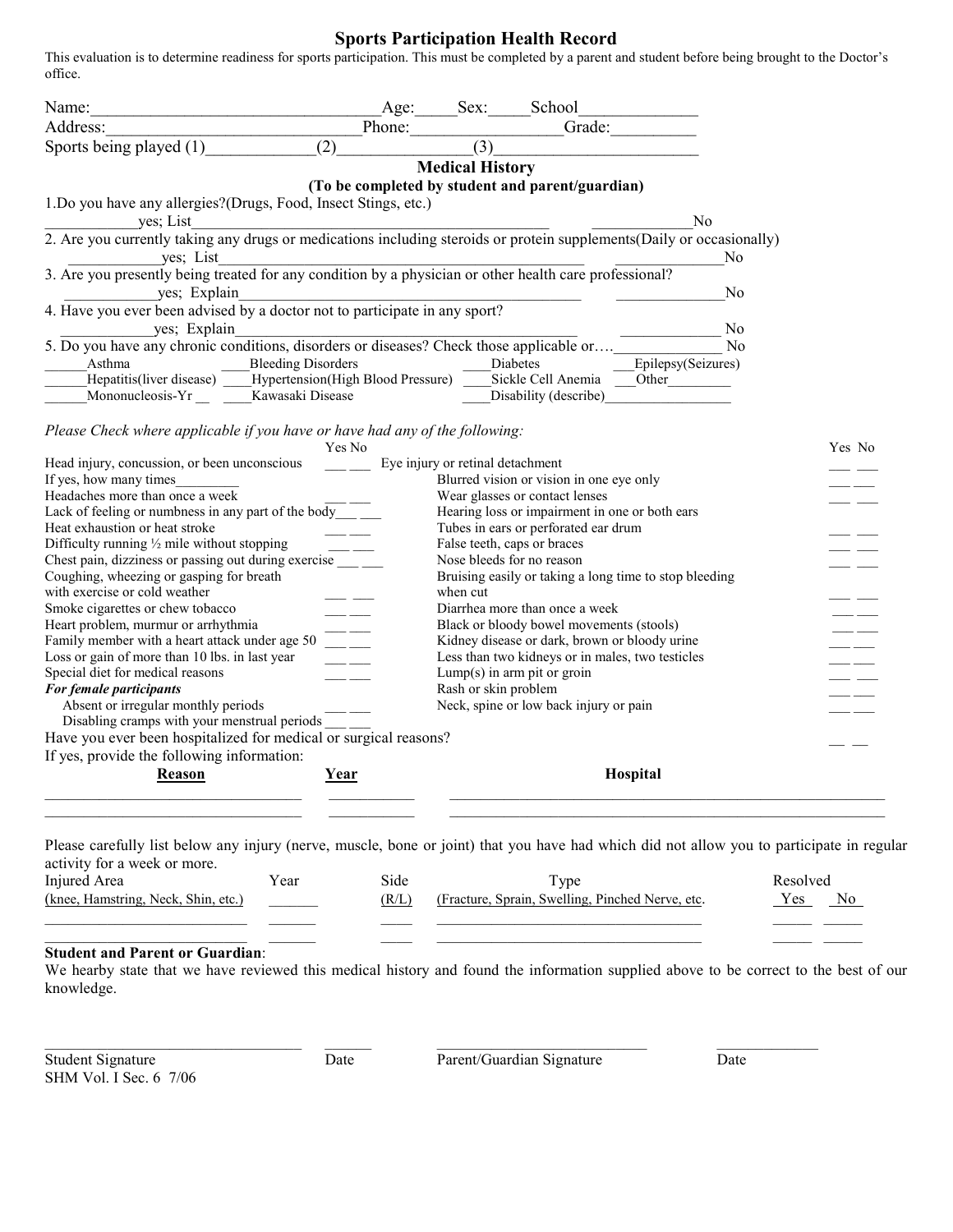# Sports Participation Health Record

This evaluation is to determine readiness for sports participation. This must be completed by a parent and student before being brought to the Doctor's office.

Name:_________________________________Age:_____Sex:_____School_____________

Address:_____________________________Phone:_________________Grade:__________

Sports being played (1)____________(2)______________(3)_______________________

## Medical History

**(To be completed by student and parent/guardian)**

1.Do you have any allergies?(Drugs, Food, Insect Stings, etc.)

___________yes; List______________________________________________ ____________No

2. Are you currently taking any drugs or medications including steroids or protein supplements(Daily or occasionally)

___________yes; List______________________________________________ _____________No

3. Are you presently being treated for any condition by a physician or other health care professional?

___________yes; Explain___________________________________________ _____________No

4. Have you ever been advised by a doctor not to participate in any sport?

___________yes; Explain___________________________________________ _____________ No

5. Do you have any chronic conditions, disorders or diseases? Check those applicable or…._____________ No

| | | | |
|---|---|---|---|
| ______Asthma | ____Bleeding Disorders | ____Diabetes | ___Epilepsy(Seizures) |
| ______Hepatitis(liver disease) | ____Hypertension(High Blood Pressure) | ____Sickle Cell Anemia | ___Other________ |
| ______Mononucleosis-Yr __ | ____Kawasaki Disease | ____Disability (describe)_________________ | |

*Please Check where applicable if you have or have had any of the following:*

| | Yes | No | | Yes | No |
|---|---|---|---|---|---|
| Head injury, concussion, or been unconscious | ___ | ___ | Eye injury or retinal detachment | ___ | ___ |
| If yes, how many times_________ | | | Blurred vision or vision in one eye only | ___ | ___ |
| Headaches more than once a week | ___ | ___ | Wear glasses or contact lenses | ___ | ___ |
| Lack of feeling or numbness in any part of the body | ___ | ___ | Hearing loss or impairment in one or both ears | | |
| Heat exhaustion or heat stroke | ___ | ___ | Tubes in ears or perforated ear drum | ___ | ___ |
| Difficulty running ½ mile without stopping | ___ | ___ | False teeth, caps or braces | ___ | ___ |
| Chest pain, dizziness or passing out during exercise | ___ | ___ | Nose bleeds for no reason | ___ | ___ |
| Coughing, wheezing or gasping for breath with exercise or cold weather | ___ | ___ | Bruising easily or taking a long time to stop bleeding when cut | ___ | ___ |
| Smoke cigarettes or chew tobacco | ___ | ___ | Diarrhea more than once a week | ___ | ___ |
| Heart problem, murmur or arrhythmia | ___ | ___ | Black or bloody bowel movements (stools) | ___ | ___ |
| Family member with a heart attack under age 50 | ___ | ___ | Kidney disease or dark, brown or bloody urine | ___ | ___ |
| Loss or gain of more than 10 lbs. in last year | ___ | ___ | Less than two kidneys or in males, two testicles | ___ | ___ |
| Special diet for medical reasons | ___ | ___ | Lump(s) in arm pit or groin | ___ | ___ |
| ***For female participants*** | | | Rash or skin problem | ___ | ___ |
| Absent or irregular monthly periods | ___ | ___ | Neck, spine or low back injury or pain | ___ | ___ |
| Disabling cramps with your menstrual periods | ___ | ___ | | | |

Have you ever been hospitalized for medical or surgical reasons? __ __

If yes, provide the following information:

| Reason | Year | Hospital |
|---|---|---|
| ______________________________ | __________ | ________________________________________________________ |
| ______________________________ | __________ | ________________________________________________________ |

Please carefully list below any injury (nerve, muscle, bone or joint) that you have had which did not allow you to participate in regular activity for a week or more.

| Injured Area (knee, Hamstring, Neck, Shin, etc.) | Year | Side (R/L) | Type (Fracture, Sprain, Swelling, Pinched Nerve, etc. | Resolved Yes | Resolved No |
|---|---|---|---|---|---|
| _________________________ | ______ | ____ | __________________________________ | _____ | _____ |
| _________________________ | ______ | ____ | __________________________________ | _____ | _____ |

**Student and Parent or Guardian**:

We hearby state that we have reviewed this medical history and found the information supplied above to be correct to the best of our knowledge.

_______________________________ ______ __________________________ ____________

Student Signature Date Parent/Guardian Signature Date

SHM Vol. I Sec. 6 7/06